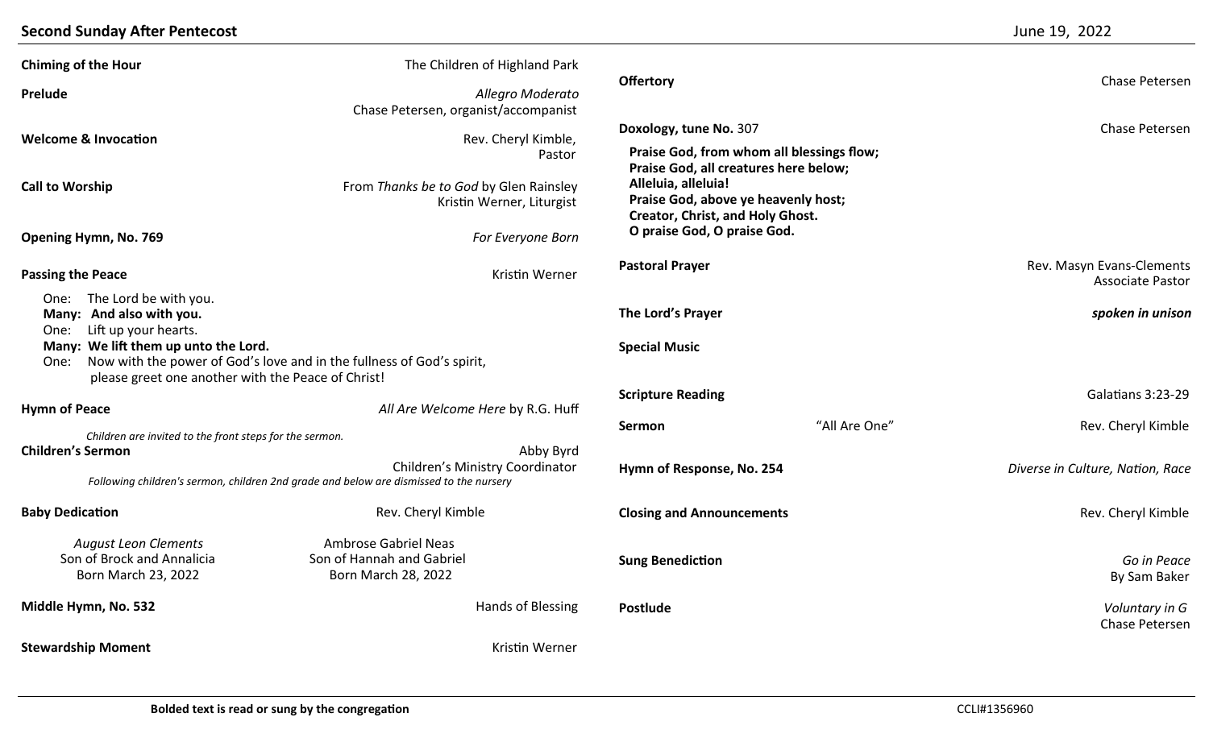# Second Sunday After Pentecost

June 19, 2022

**Chiming of the Hour** — The Children of Highland Park

**Prelude** — *Allegro Moderato*
Chase Petersen, organist/accompanist

**Welcome & Invocation** — Rev. Cheryl Kimble, Pastor

**Call to Worship** — From *Thanks be to God* by Glen Rainsley
Kristin Werner, Liturgist

**Opening Hymn, No. 769** — *For Everyone Born*

**Passing the Peace** — Kristin Werner

One: The Lord be with you.
**Many: And also with you.**
One: Lift up your hearts.
**Many: We lift them up unto the Lord.**
One: Now with the power of God's love and in the fullness of God's spirit, please greet one another with the Peace of Christ!

**Hymn of Peace** — *All Are Welcome Here* by R.G. Huff

*Children are invited to the front steps for the sermon.*

**Children's Sermon** — Abby Byrd
Children's Ministry Coordinator

*Following children's sermon, children 2nd grade and below are dismissed to the nursery*

**Baby Dedication** — Rev. Cheryl Kimble

*August Leon Clements*
Son of Brock and Annalicia
Born March 23, 2022

Ambrose Gabriel Neas
Son of Hannah and Gabriel
Born March 28, 2022

**Middle Hymn, No. 532** — Hands of Blessing

**Stewardship Moment** — Kristin Werner

**Offertory** — Chase Petersen

**Doxology, tune No.** 307 — Chase Petersen

**Praise God, from whom all blessings flow;**
**Praise God, all creatures here below;**
**Alleluia, alleluia!**
**Praise God, above ye heavenly host;**
**Creator, Christ, and Holy Ghost.**
**O praise God, O praise God.**

**Pastoral Prayer** — Rev. Masyn Evans-Clements
Associate Pastor

**The Lord's Prayer** — ***spoken in unison***

**Special Music**

**Scripture Reading** — Galatians 3:23-29

**Sermon** — "All Are One" — Rev. Cheryl Kimble

**Hymn of Response, No. 254** — *Diverse in Culture, Nation, Race*

**Closing and Announcements** — Rev. Cheryl Kimble

**Sung Benediction** — *Go in Peace*
By Sam Baker

**Postlude** — *Voluntary in G*
Chase Petersen

**Bolded text is read or sung by the congregation**

CCLI#1356960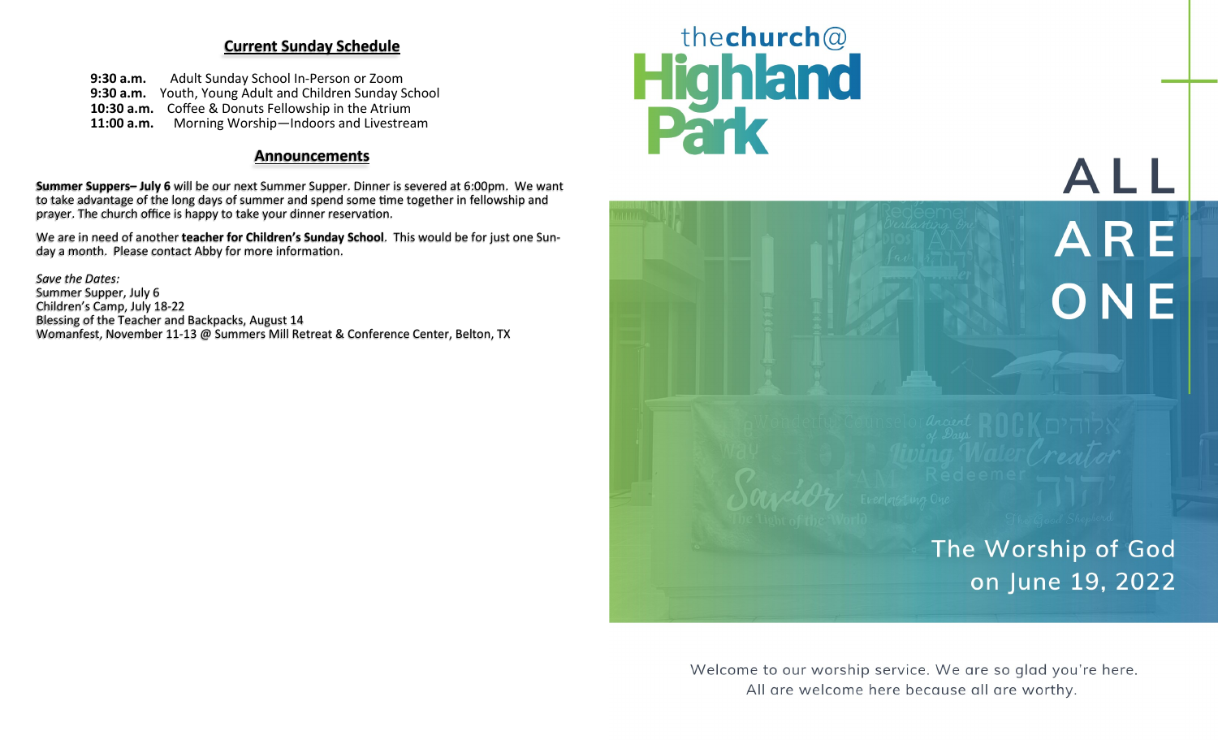## Current Sunday Schedule

**9:30 a.m.** Adult Sunday School In-Person or Zoom
**9:30 a.m.** Youth, Young Adult and Children Sunday School
**10:30 a.m.** Coffee & Donuts Fellowship in the Atrium
**11:00 a.m.** Morning Worship—Indoors and Livestream

## Announcements

**Summer Suppers– July 6** will be our next Summer Supper. Dinner is severed at 6:00pm. We want to take advantage of the long days of summer and spend some time together in fellowship and prayer. The church office is happy to take your dinner reservation.

We are in need of another **teacher for Children's Sunday School**. This would be for just one Sunday a month. Please contact Abby for more information.

*Save the Dates:*
Summer Supper, July 6
Children's Camp, July 18-22
Blessing of the Teacher and Backpacks, August 14
Womanfest, November 11-13 @ Summers Mill Retreat & Conference Center, Belton, TX

thechurch@
# Highland Park

# ALL ARE ONE

The Worship of God
on June 19, 2022

Welcome to our worship service. We are so glad you're here.
All are welcome here because all are worthy.